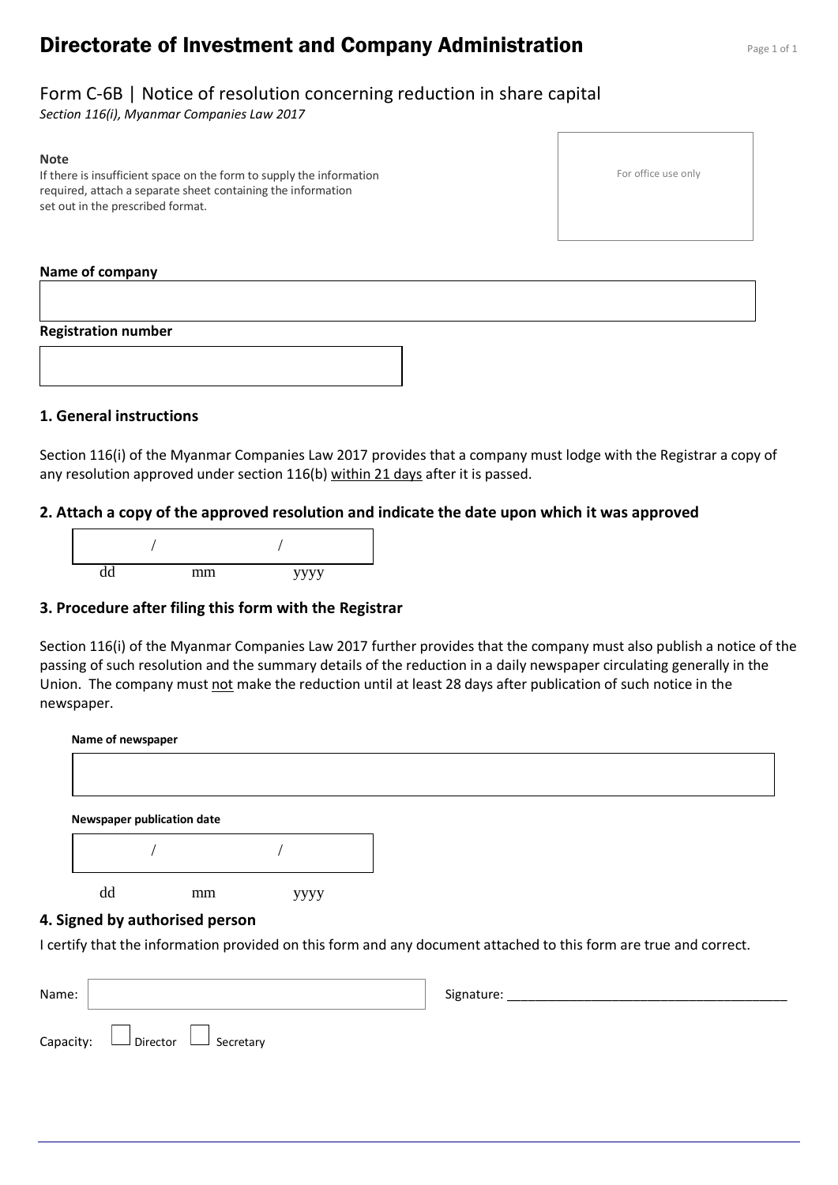# Directorate of Investment and Company Administration

## Form C-6B | Notice of resolution concerning reduction in share capital

*Section 116(i), Myanmar Companies Law 2017*

**Note**
If there is insufficient space on the form to supply the information required, attach a separate sheet containing the information set out in the prescribed format.

For office use only

**Name of company**

**Registration number**

### 1. General instructions

Section 116(i) of the Myanmar Companies Law 2017 provides that a company must lodge with the Registrar a copy of any resolution approved under section 116(b) within 21 days after it is passed.

### 2. Attach a copy of the approved resolution and indicate the date upon which it was approved

/ /
dd mm yyyy

### 3. Procedure after filing this form with the Registrar

Section 116(i) of the Myanmar Companies Law 2017 further provides that the company must also publish a notice of the passing of such resolution and the summary details of the reduction in a daily newspaper circulating generally in the Union. The company must not make the reduction until at least 28 days after publication of such notice in the newspaper.

**Name of newspaper**

**Newspaper publication date**

/ /
dd mm yyyy

### 4. Signed by authorised person

I certify that the information provided on this form and any document attached to this form are true and correct.

Name: 

Signature: ________________________________________

Capacity: ☐ Director ☐ Secretary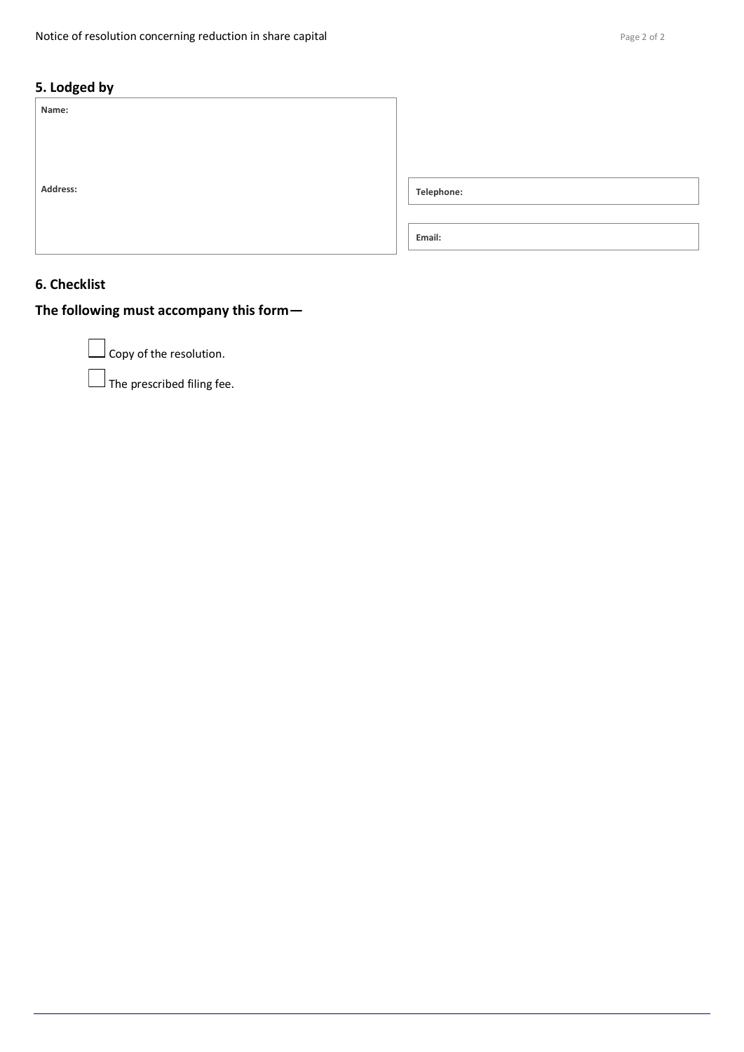## 5. Lodged by

Name:

Address:

Telephone:

Email:

## 6. Checklist

## The following must accompany this form—

- [ ] Copy of the resolution.
- [ ] The prescribed filing fee.